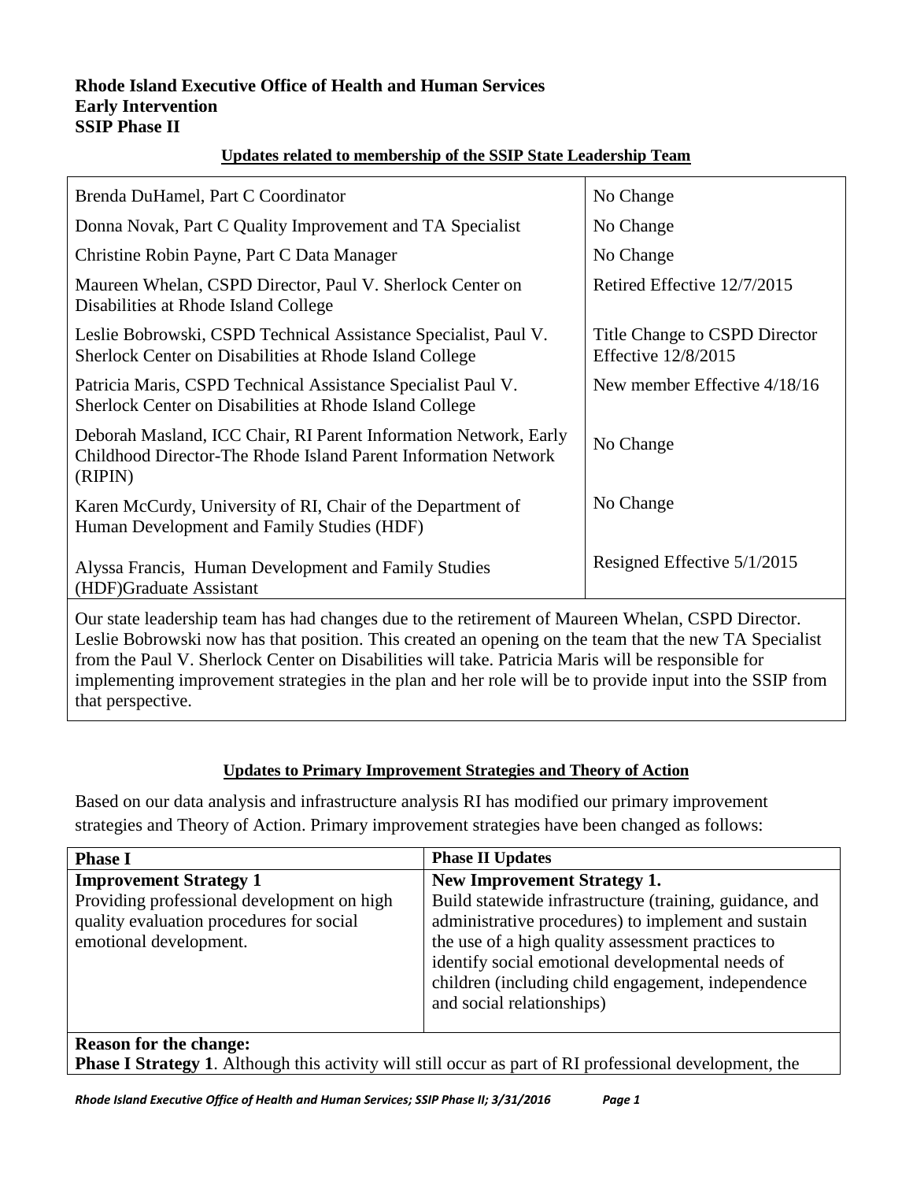**Rhode Island Executive Office of Health and Human Services**
**Early Intervention**
**SSIP Phase II**

**Updates related to membership of the SSIP State Leadership Team**

| Member | Status |
|---|---|
| Brenda DuHamel, Part C Coordinator | No Change |
| Donna Novak, Part C Quality Improvement and TA Specialist | No Change |
| Christine Robin Payne, Part C Data Manager | No Change |
| Maureen Whelan, CSPD Director, Paul V. Sherlock Center on Disabilities at Rhode Island College | Retired Effective 12/7/2015 |
| Leslie Bobrowski, CSPD Technical Assistance Specialist, Paul V. Sherlock Center on Disabilities at Rhode Island College | Title Change to CSPD Director Effective 12/8/2015 |
| Patricia Maris, CSPD Technical Assistance Specialist Paul V. Sherlock Center on Disabilities at Rhode Island College | New member Effective 4/18/16 |
| Deborah Masland, ICC Chair, RI Parent Information Network, Early Childhood Director-The Rhode Island Parent Information Network (RIPIN) | No Change |
| Karen McCurdy, University of RI, Chair of the Department of Human Development and Family Studies (HDF) | No Change |
| Alyssa Francis, Human Development and Family Studies (HDF)Graduate Assistant | Resigned Effective 5/1/2015 |

Our state leadership team has had changes due to the retirement of Maureen Whelan, CSPD Director. Leslie Bobrowski now has that position. This created an opening on the team that the new TA Specialist from the Paul V. Sherlock Center on Disabilities will take. Patricia Maris will be responsible for implementing improvement strategies in the plan and her role will be to provide input into the SSIP from that perspective.

**Updates to Primary Improvement Strategies and Theory of Action**

Based on our data analysis and infrastructure analysis RI has modified our primary improvement strategies and Theory of Action. Primary improvement strategies have been changed as follows:

| Phase I | Phase II Updates |
|---|---|
| **Improvement Strategy 1** Providing professional development on high quality evaluation procedures for social emotional development. | **New Improvement Strategy 1.** Build statewide infrastructure (training, guidance, and administrative procedures) to implement and sustain the use of a high quality assessment practices to identify social emotional developmental needs of children (including child engagement, independence and social relationships) |

**Reason for the change:**
**Phase I Strategy 1**. Although this activity will still occur as part of RI professional development, the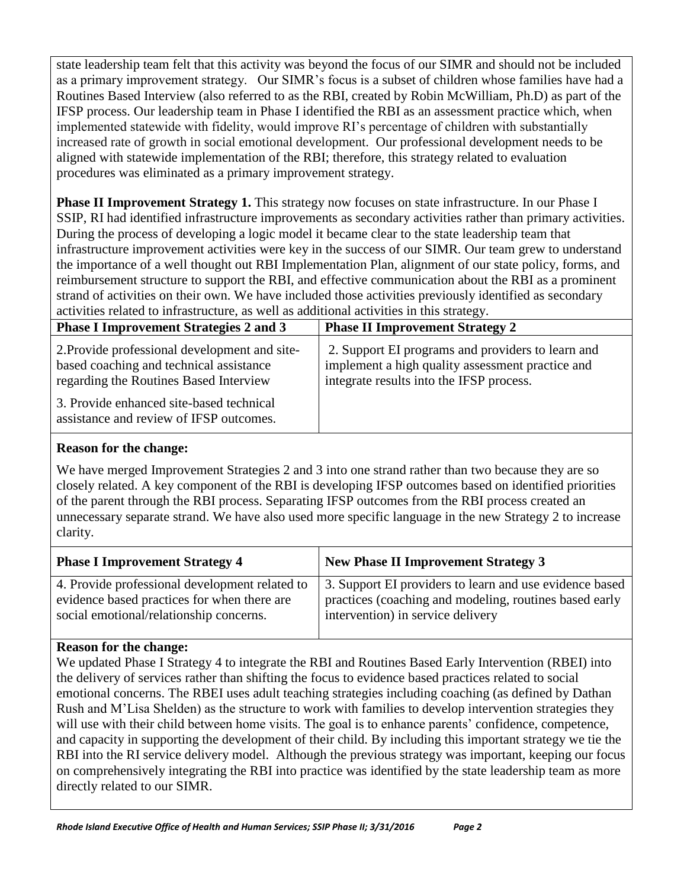state leadership team felt that this activity was beyond the focus of our SIMR and should not be included as a primary improvement strategy. Our SIMR's focus is a subset of children whose families have had a Routines Based Interview (also referred to as the RBI, created by Robin McWilliam, Ph.D) as part of the IFSP process. Our leadership team in Phase I identified the RBI as an assessment practice which, when implemented statewide with fidelity, would improve RI's percentage of children with substantially increased rate of growth in social emotional development. Our professional development needs to be aligned with statewide implementation of the RBI; therefore, this strategy related to evaluation procedures was eliminated as a primary improvement strategy.

**Phase II Improvement Strategy 1.** This strategy now focuses on state infrastructure. In our Phase I SSIP, RI had identified infrastructure improvements as secondary activities rather than primary activities. During the process of developing a logic model it became clear to the state leadership team that infrastructure improvement activities were key in the success of our SIMR. Our team grew to understand the importance of a well thought out RBI Implementation Plan, alignment of our state policy, forms, and reimbursement structure to support the RBI, and effective communication about the RBI as a prominent strand of activities on their own. We have included those activities previously identified as secondary activities related to infrastructure, as well as additional activities in this strategy.

| Phase I Improvement Strategies 2 and 3 | Phase II Improvement Strategy 2 |
|---|---|
| 2.Provide professional development and site-based coaching and technical assistance regarding the Routines Based Interview<br><br>3. Provide enhanced site-based technical assistance and review of IFSP outcomes. | 2. Support EI programs and providers to learn and implement a high quality assessment practice and integrate results into the IFSP process. |

**Reason for the change:**

We have merged Improvement Strategies 2 and 3 into one strand rather than two because they are so closely related. A key component of the RBI is developing IFSP outcomes based on identified priorities of the parent through the RBI process. Separating IFSP outcomes from the RBI process created an unnecessary separate strand. We have also used more specific language in the new Strategy 2 to increase clarity.

| Phase I Improvement Strategy 4 | New Phase II Improvement Strategy 3 |
|---|---|
| 4. Provide professional development related to evidence based practices for when there are social emotional/relationship concerns. | 3. Support EI providers to learn and use evidence based practices (coaching and modeling, routines based early intervention) in service delivery |

**Reason for the change:**

We updated Phase I Strategy 4 to integrate the RBI and Routines Based Early Intervention (RBEI) into the delivery of services rather than shifting the focus to evidence based practices related to social emotional concerns. The RBEI uses adult teaching strategies including coaching (as defined by Dathan Rush and M'Lisa Shelden) as the structure to work with families to develop intervention strategies they will use with their child between home visits. The goal is to enhance parents' confidence, competence, and capacity in supporting the development of their child. By including this important strategy we tie the RBI into the RI service delivery model. Although the previous strategy was important, keeping our focus on comprehensively integrating the RBI into practice was identified by the state leadership team as more directly related to our SIMR.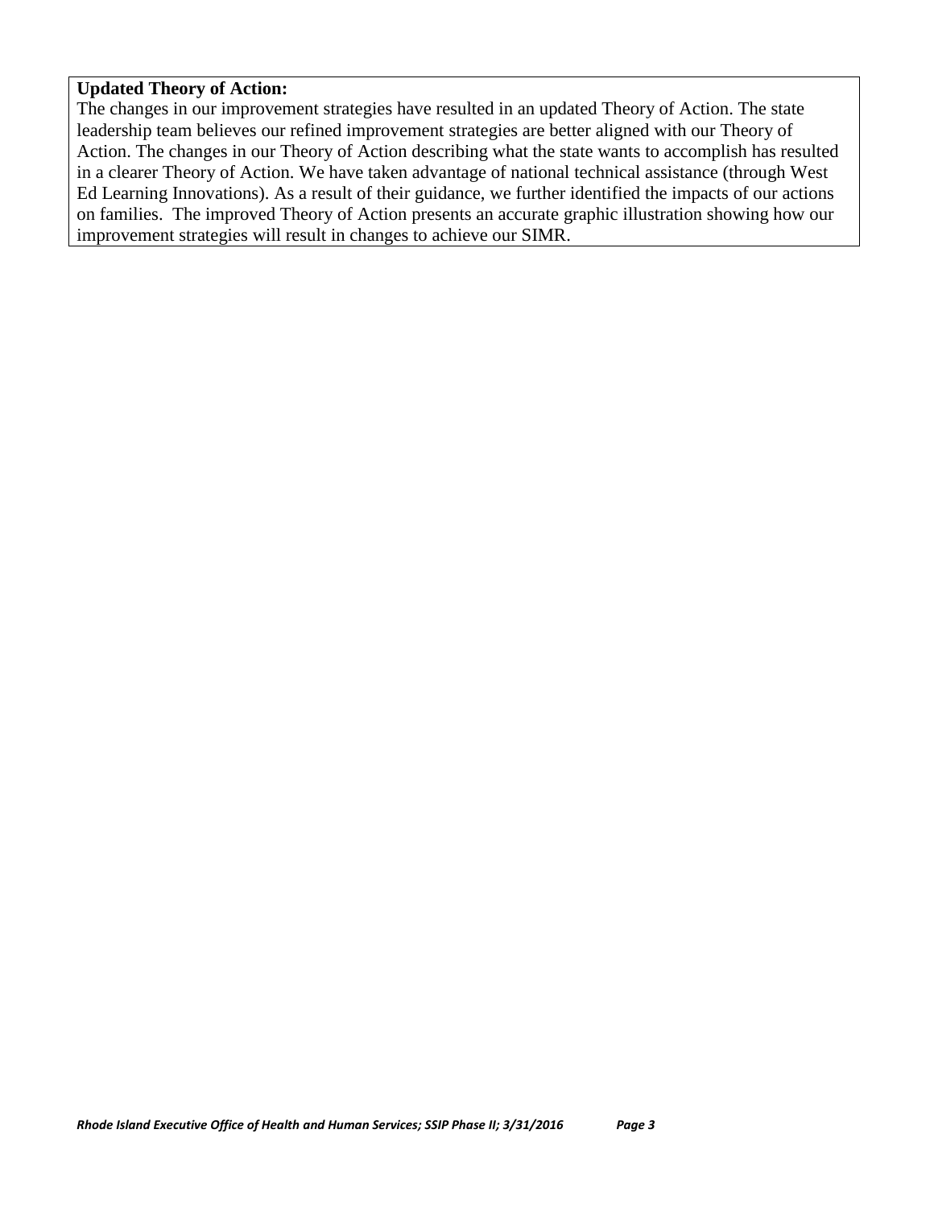**Updated Theory of Action:**
The changes in our improvement strategies have resulted in an updated Theory of Action. The state leadership team believes our refined improvement strategies are better aligned with our Theory of Action. The changes in our Theory of Action describing what the state wants to accomplish has resulted in a clearer Theory of Action. We have taken advantage of national technical assistance (through West Ed Learning Innovations). As a result of their guidance, we further identified the impacts of our actions on families. The improved Theory of Action presents an accurate graphic illustration showing how our improvement strategies will result in changes to achieve our SIMR.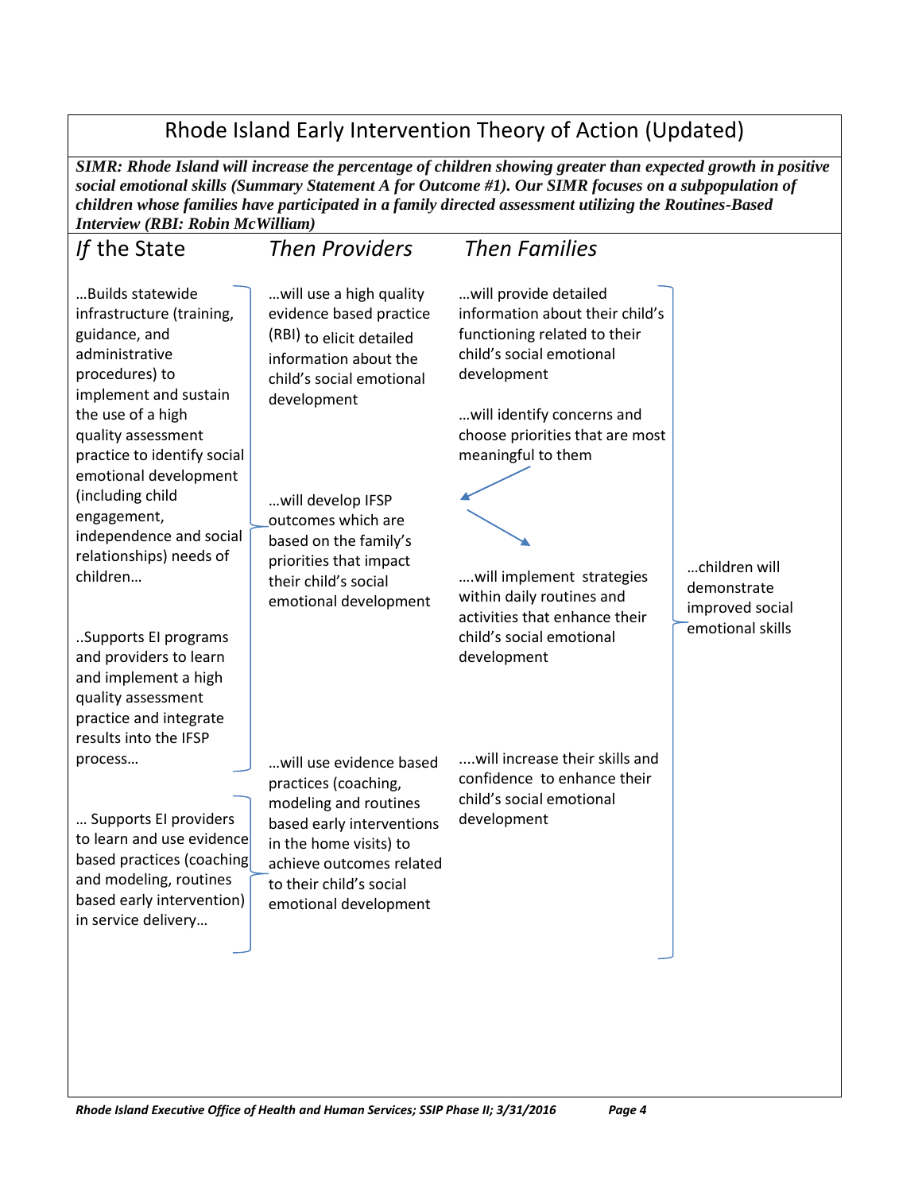# Rhode Island Early Intervention Theory of Action (Updated)

***SIMR: Rhode Island will increase the percentage of children showing greater than expected growth in positive social emotional skills (Summary Statement A for Outcome #1). Our SIMR focuses on a subpopulation of children whose families have participated in a family directed assessment utilizing the Routines-Based Interview (RBI: Robin McWilliam)***

| *If* the State | *Then Providers* | *Then Families* | |
|---|---|---|---|
| …Builds statewide infrastructure (training, guidance, and administrative procedures) to implement and sustain the use of a high quality assessment practice to identify social emotional development (including child engagement, independence and social relationships) needs of children… | …will use a high quality evidence based practice (RBI) to elicit detailed information about the child's social emotional development | …will provide detailed information about their child's functioning related to their child's social emotional development<br><br>…will identify concerns and choose priorities that are most meaningful to them | |
| ..Supports EI programs and providers to learn and implement a high quality assessment practice and integrate results into the IFSP process… | …will develop IFSP outcomes which are based on the family's priorities that impact their child's social emotional development | ….will implement strategies within daily routines and activities that enhance their child's social emotional development | …children will demonstrate improved social emotional skills |
| … Supports EI providers to learn and use evidence based practices (coaching and modeling, routines based early intervention) in service delivery… | …will use evidence based practices (coaching, modeling and routines based early interventions in the home visits) to achieve outcomes related to their child's social emotional development | ….will increase their skills and confidence to enhance their child's social emotional development | |

*Rhode Island Executive Office of Health and Human Services; SSIP Phase II; 3/31/2016*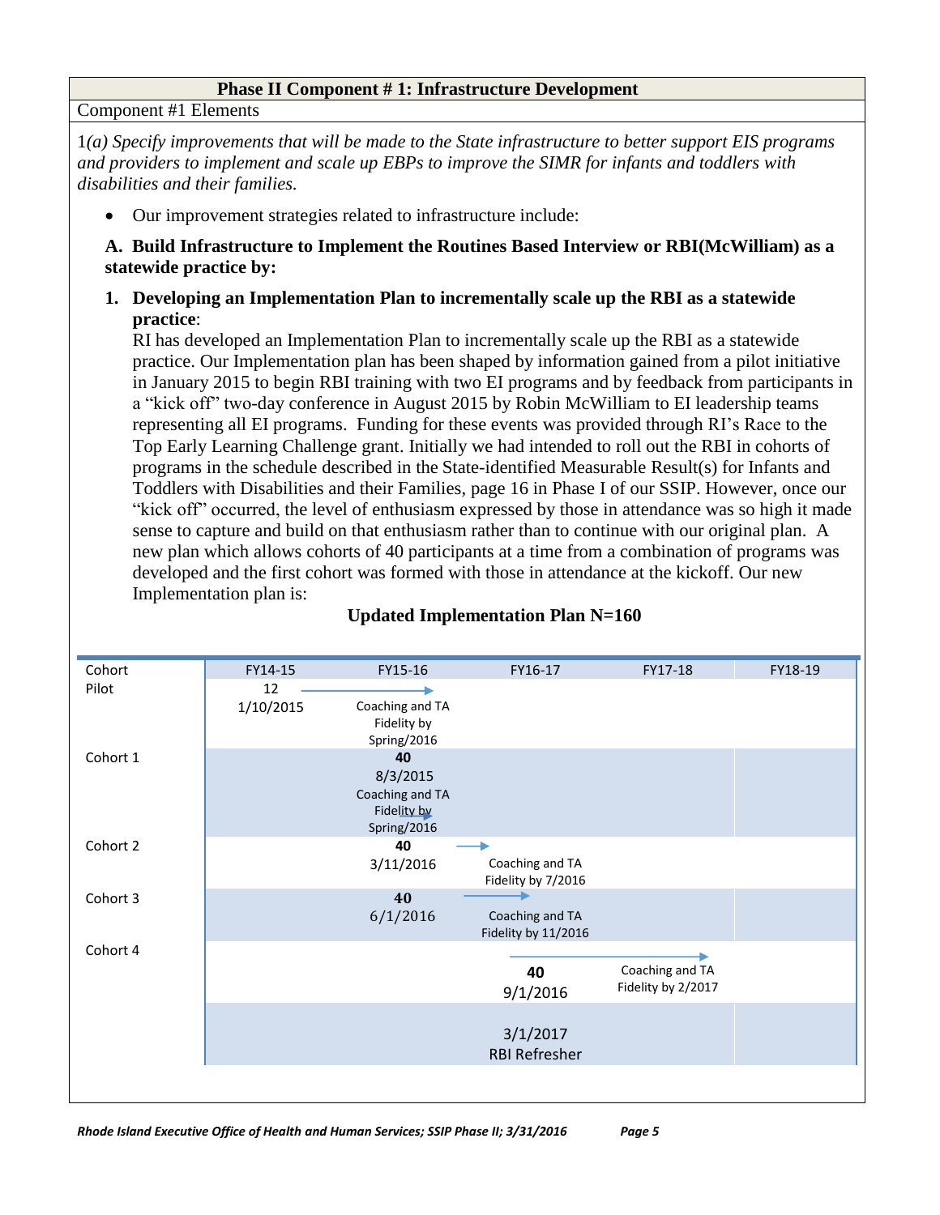## Phase II Component # 1: Infrastructure Development

Component #1 Elements

1*(a) Specify improvements that will be made to the State infrastructure to better support EIS programs and providers to implement and scale up EBPs to improve the SIMR for infants and toddlers with disabilities and their families.*

- Our improvement strategies related to infrastructure include:

**A. Build Infrastructure to Implement the Routines Based Interview or RBI(McWilliam) as a statewide practice by:**

1. **Developing an Implementation Plan to incrementally scale up the RBI as a statewide practice**:
   RI has developed an Implementation Plan to incrementally scale up the RBI as a statewide practice. Our Implementation plan has been shaped by information gained from a pilot initiative in January 2015 to begin RBI training with two EI programs and by feedback from participants in a "kick off" two-day conference in August 2015 by Robin McWilliam to EI leadership teams representing all EI programs. Funding for these events was provided through RI's Race to the Top Early Learning Challenge grant. Initially we had intended to roll out the RBI in cohorts of programs in the schedule described in the State-identified Measurable Result(s) for Infants and Toddlers with Disabilities and their Families, page 16 in Phase I of our SSIP. However, once our "kick off" occurred, the level of enthusiasm expressed by those in attendance was so high it made sense to capture and build on that enthusiasm rather than to continue with our original plan. A new plan which allows cohorts of 40 participants at a time from a combination of programs was developed and the first cohort was formed with those in attendance at the kickoff. Our new Implementation plan is:

**Updated Implementation Plan N=160**

| Cohort | FY14-15 | FY15-16 | FY16-17 | FY17-18 | FY18-19 |
|---|---|---|---|---|---|
| Pilot | 12<br>1/10/2015 → | Coaching and TA<br>Fidelity by<br>Spring/2016 | | | |
| Cohort 1 | | **40**<br>8/3/2015<br>Coaching and TA<br>Fidelity by<br>Spring/2016 | | | |
| Cohort 2 | | **40**<br>3/11/2016 → | Coaching and TA<br>Fidelity by 7/2016 | | |
| Cohort 3 | | **40**<br>6/1/2016 → | Coaching and TA<br>Fidelity by 11/2016 | | |
| Cohort 4 | | | **40**<br>9/1/2016 → | Coaching and TA<br>Fidelity by 2/2017 | |
| | | | 3/1/2017<br>RBI Refresher | | |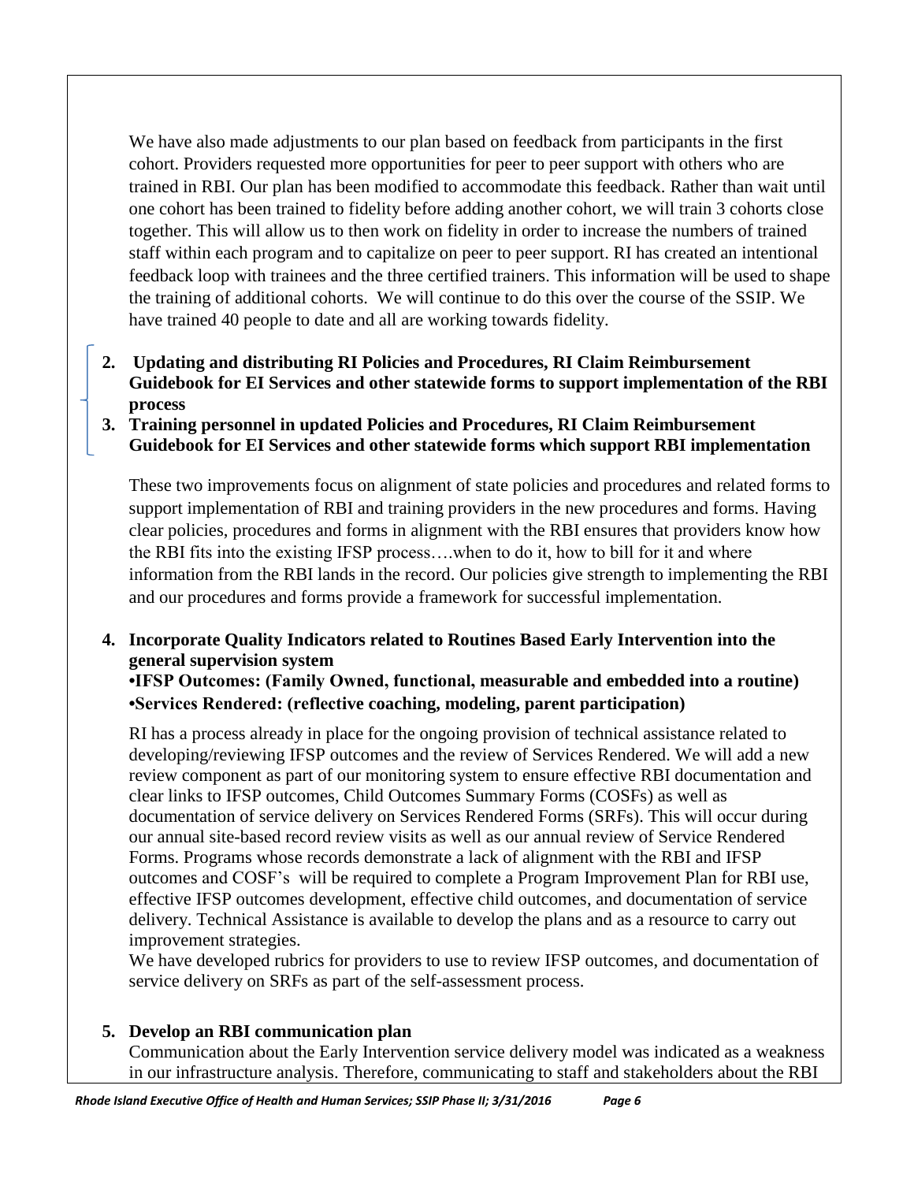We have also made adjustments to our plan based on feedback from participants in the first cohort. Providers requested more opportunities for peer to peer support with others who are trained in RBI. Our plan has been modified to accommodate this feedback. Rather than wait until one cohort has been trained to fidelity before adding another cohort, we will train 3 cohorts close together. This will allow us to then work on fidelity in order to increase the numbers of trained staff within each program and to capitalize on peer to peer support. RI has created an intentional feedback loop with trainees and the three certified trainers. This information will be used to shape the training of additional cohorts. We will continue to do this over the course of the SSIP. We have trained 40 people to date and all are working towards fidelity.

2. **Updating and distributing RI Policies and Procedures, RI Claim Reimbursement Guidebook for EI Services and other statewide forms to support implementation of the RBI process**
3. **Training personnel in updated Policies and Procedures, RI Claim Reimbursement Guidebook for EI Services and other statewide forms which support RBI implementation**

These two improvements focus on alignment of state policies and procedures and related forms to support implementation of RBI and training providers in the new procedures and forms. Having clear policies, procedures and forms in alignment with the RBI ensures that providers know how the RBI fits into the existing IFSP process….when to do it, how to bill for it and where information from the RBI lands in the record. Our policies give strength to implementing the RBI and our procedures and forms provide a framework for successful implementation.

4. **Incorporate Quality Indicators related to Routines Based Early Intervention into the general supervision system**
   **•IFSP Outcomes: (Family Owned, functional, measurable and embedded into a routine)**
   **•Services Rendered: (reflective coaching, modeling, parent participation)**

RI has a process already in place for the ongoing provision of technical assistance related to developing/reviewing IFSP outcomes and the review of Services Rendered. We will add a new review component as part of our monitoring system to ensure effective RBI documentation and clear links to IFSP outcomes, Child Outcomes Summary Forms (COSFs) as well as documentation of service delivery on Services Rendered Forms (SRFs). This will occur during our annual site-based record review visits as well as our annual review of Service Rendered Forms. Programs whose records demonstrate a lack of alignment with the RBI and IFSP outcomes and COSF's will be required to complete a Program Improvement Plan for RBI use, effective IFSP outcomes development, effective child outcomes, and documentation of service delivery. Technical Assistance is available to develop the plans and as a resource to carry out improvement strategies.

We have developed rubrics for providers to use to review IFSP outcomes, and documentation of service delivery on SRFs as part of the self-assessment process.

5. **Develop an RBI communication plan**

Communication about the Early Intervention service delivery model was indicated as a weakness in our infrastructure analysis. Therefore, communicating to staff and stakeholders about the RBI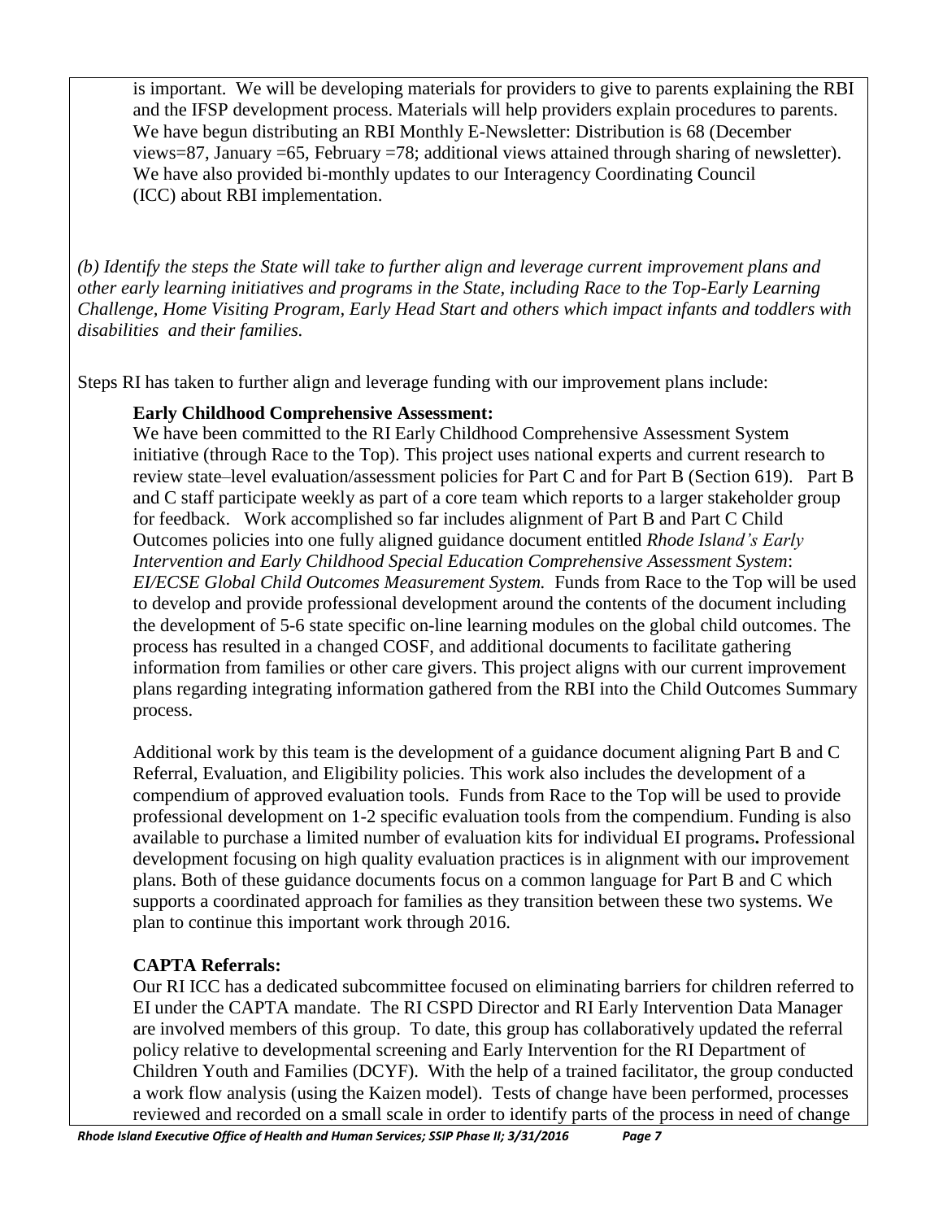is important. We will be developing materials for providers to give to parents explaining the RBI and the IFSP development process. Materials will help providers explain procedures to parents. We have begun distributing an RBI Monthly E-Newsletter: Distribution is 68 (December views=87, January =65, February =78; additional views attained through sharing of newsletter). We have also provided bi-monthly updates to our Interagency Coordinating Council (ICC) about RBI implementation.

*(b) Identify the steps the State will take to further align and leverage current improvement plans and other early learning initiatives and programs in the State, including Race to the Top-Early Learning Challenge, Home Visiting Program, Early Head Start and others which impact infants and toddlers with disabilities and their families.*

Steps RI has taken to further align and leverage funding with our improvement plans include:

**Early Childhood Comprehensive Assessment:**

We have been committed to the RI Early Childhood Comprehensive Assessment System initiative (through Race to the Top). This project uses national experts and current research to review state–level evaluation/assessment policies for Part C and for Part B (Section 619). Part B and C staff participate weekly as part of a core team which reports to a larger stakeholder group for feedback. Work accomplished so far includes alignment of Part B and Part C Child Outcomes policies into one fully aligned guidance document entitled *Rhode Island's Early Intervention and Early Childhood Special Education Comprehensive Assessment System*: *EI/ECSE Global Child Outcomes Measurement System.* Funds from Race to the Top will be used to develop and provide professional development around the contents of the document including the development of 5-6 state specific on-line learning modules on the global child outcomes. The process has resulted in a changed COSF, and additional documents to facilitate gathering information from families or other care givers. This project aligns with our current improvement plans regarding integrating information gathered from the RBI into the Child Outcomes Summary process.

Additional work by this team is the development of a guidance document aligning Part B and C Referral, Evaluation, and Eligibility policies. This work also includes the development of a compendium of approved evaluation tools. Funds from Race to the Top will be used to provide professional development on 1-2 specific evaluation tools from the compendium. Funding is also available to purchase a limited number of evaluation kits for individual EI programs. Professional development focusing on high quality evaluation practices is in alignment with our improvement plans. Both of these guidance documents focus on a common language for Part B and C which supports a coordinated approach for families as they transition between these two systems. We plan to continue this important work through 2016.

**CAPTA Referrals:**

Our RI ICC has a dedicated subcommittee focused on eliminating barriers for children referred to EI under the CAPTA mandate. The RI CSPD Director and RI Early Intervention Data Manager are involved members of this group. To date, this group has collaboratively updated the referral policy relative to developmental screening and Early Intervention for the RI Department of Children Youth and Families (DCYF). With the help of a trained facilitator, the group conducted a work flow analysis (using the Kaizen model). Tests of change have been performed, processes reviewed and recorded on a small scale in order to identify parts of the process in need of change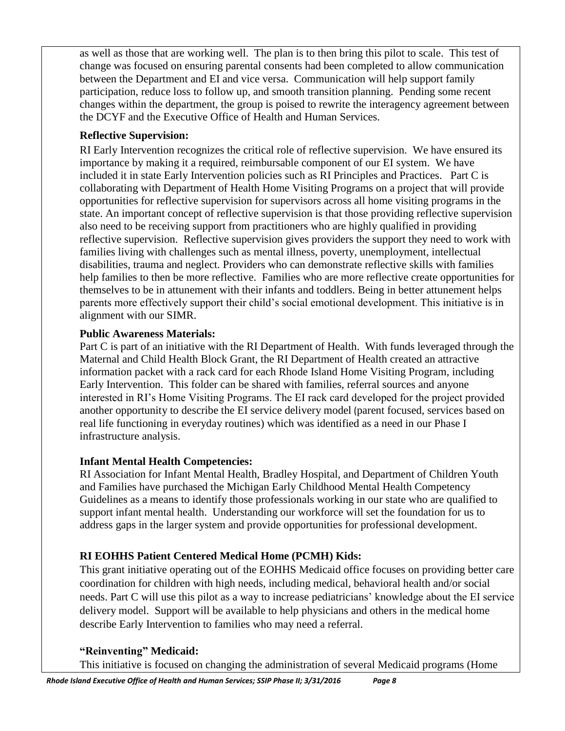as well as those that are working well. The plan is to then bring this pilot to scale. This test of change was focused on ensuring parental consents had been completed to allow communication between the Department and EI and vice versa. Communication will help support family participation, reduce loss to follow up, and smooth transition planning. Pending some recent changes within the department, the group is poised to rewrite the interagency agreement between the DCYF and the Executive Office of Health and Human Services.

**Reflective Supervision:**

RI Early Intervention recognizes the critical role of reflective supervision. We have ensured its importance by making it a required, reimbursable component of our EI system. We have included it in state Early Intervention policies such as RI Principles and Practices. Part C is collaborating with Department of Health Home Visiting Programs on a project that will provide opportunities for reflective supervision for supervisors across all home visiting programs in the state. An important concept of reflective supervision is that those providing reflective supervision also need to be receiving support from practitioners who are highly qualified in providing reflective supervision. Reflective supervision gives providers the support they need to work with families living with challenges such as mental illness, poverty, unemployment, intellectual disabilities, trauma and neglect. Providers who can demonstrate reflective skills with families help families to then be more reflective. Families who are more reflective create opportunities for themselves to be in attunement with their infants and toddlers. Being in better attunement helps parents more effectively support their child's social emotional development. This initiative is in alignment with our SIMR.

**Public Awareness Materials:**

Part C is part of an initiative with the RI Department of Health. With funds leveraged through the Maternal and Child Health Block Grant, the RI Department of Health created an attractive information packet with a rack card for each Rhode Island Home Visiting Program, including Early Intervention. This folder can be shared with families, referral sources and anyone interested in RI's Home Visiting Programs. The EI rack card developed for the project provided another opportunity to describe the EI service delivery model (parent focused, services based on real life functioning in everyday routines) which was identified as a need in our Phase I infrastructure analysis.

**Infant Mental Health Competencies:**

RI Association for Infant Mental Health, Bradley Hospital, and Department of Children Youth and Families have purchased the Michigan Early Childhood Mental Health Competency Guidelines as a means to identify those professionals working in our state who are qualified to support infant mental health. Understanding our workforce will set the foundation for us to address gaps in the larger system and provide opportunities for professional development.

**RI EOHHS Patient Centered Medical Home (PCMH) Kids:**

This grant initiative operating out of the EOHHS Medicaid office focuses on providing better care coordination for children with high needs, including medical, behavioral health and/or social needs. Part C will use this pilot as a way to increase pediatricians' knowledge about the EI service delivery model. Support will be available to help physicians and others in the medical home describe Early Intervention to families who may need a referral.

**"Reinventing" Medicaid:**

This initiative is focused on changing the administration of several Medicaid programs (Home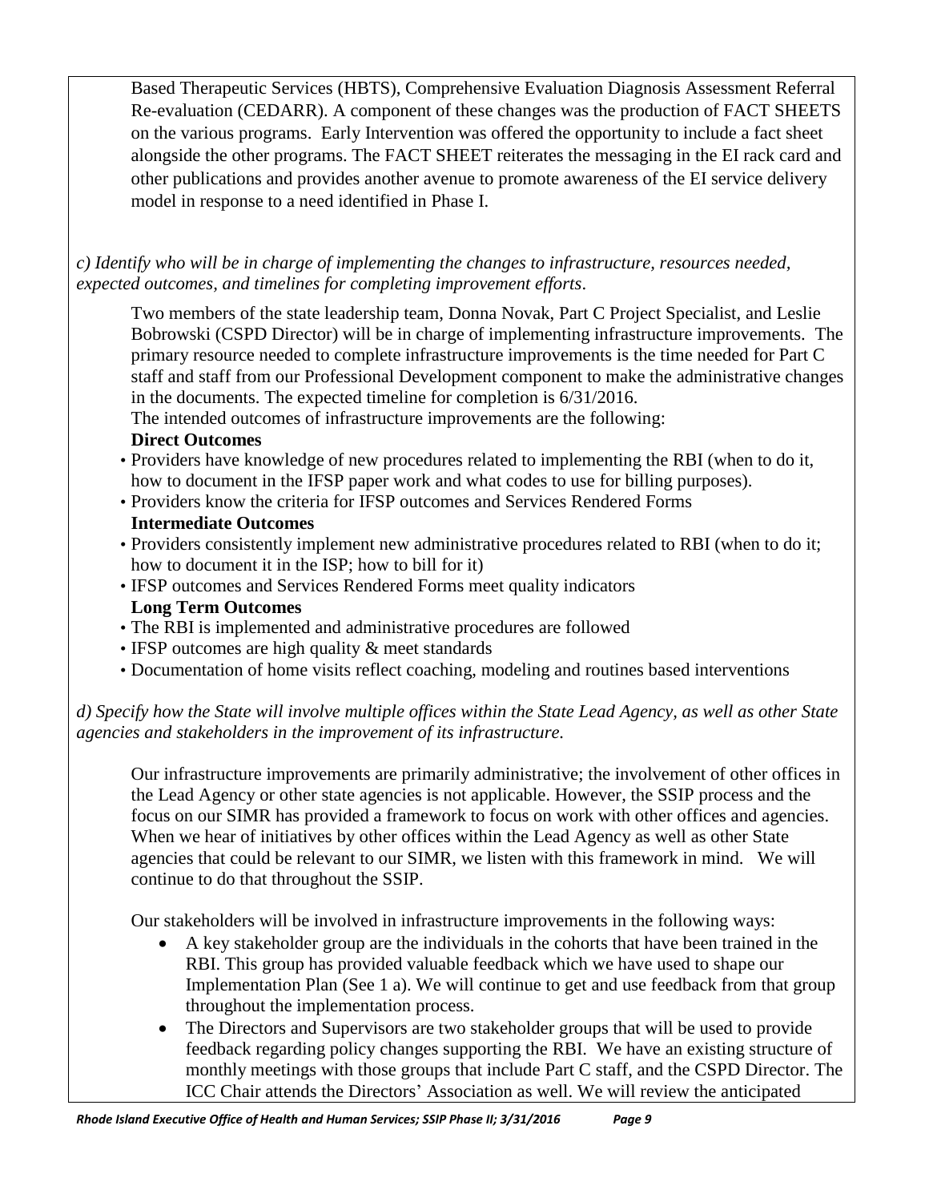Based Therapeutic Services (HBTS), Comprehensive Evaluation Diagnosis Assessment Referral Re-evaluation (CEDARR). A component of these changes was the production of FACT SHEETS on the various programs. Early Intervention was offered the opportunity to include a fact sheet alongside the other programs. The FACT SHEET reiterates the messaging in the EI rack card and other publications and provides another avenue to promote awareness of the EI service delivery model in response to a need identified in Phase I.

*c) Identify who will be in charge of implementing the changes to infrastructure, resources needed, expected outcomes, and timelines for completing improvement efforts.*

Two members of the state leadership team, Donna Novak, Part C Project Specialist, and Leslie Bobrowski (CSPD Director) will be in charge of implementing infrastructure improvements. The primary resource needed to complete infrastructure improvements is the time needed for Part C staff and staff from our Professional Development component to make the administrative changes in the documents. The expected timeline for completion is 6/31/2016.

The intended outcomes of infrastructure improvements are the following:

**Direct Outcomes**

- Providers have knowledge of new procedures related to implementing the RBI (when to do it, how to document in the IFSP paper work and what codes to use for billing purposes).
- Providers know the criteria for IFSP outcomes and Services Rendered Forms

**Intermediate Outcomes**

- Providers consistently implement new administrative procedures related to RBI (when to do it; how to document it in the ISP; how to bill for it)
- IFSP outcomes and Services Rendered Forms meet quality indicators

**Long Term Outcomes**

- The RBI is implemented and administrative procedures are followed
- IFSP outcomes are high quality & meet standards
- Documentation of home visits reflect coaching, modeling and routines based interventions

*d) Specify how the State will involve multiple offices within the State Lead Agency, as well as other State agencies and stakeholders in the improvement of its infrastructure.*

Our infrastructure improvements are primarily administrative; the involvement of other offices in the Lead Agency or other state agencies is not applicable. However, the SSIP process and the focus on our SIMR has provided a framework to focus on work with other offices and agencies. When we hear of initiatives by other offices within the Lead Agency as well as other State agencies that could be relevant to our SIMR, we listen with this framework in mind. We will continue to do that throughout the SSIP.

Our stakeholders will be involved in infrastructure improvements in the following ways:

- A key stakeholder group are the individuals in the cohorts that have been trained in the RBI. This group has provided valuable feedback which we have used to shape our Implementation Plan (See 1 a). We will continue to get and use feedback from that group throughout the implementation process.
- The Directors and Supervisors are two stakeholder groups that will be used to provide feedback regarding policy changes supporting the RBI. We have an existing structure of monthly meetings with those groups that include Part C staff, and the CSPD Director. The ICC Chair attends the Directors' Association as well. We will review the anticipated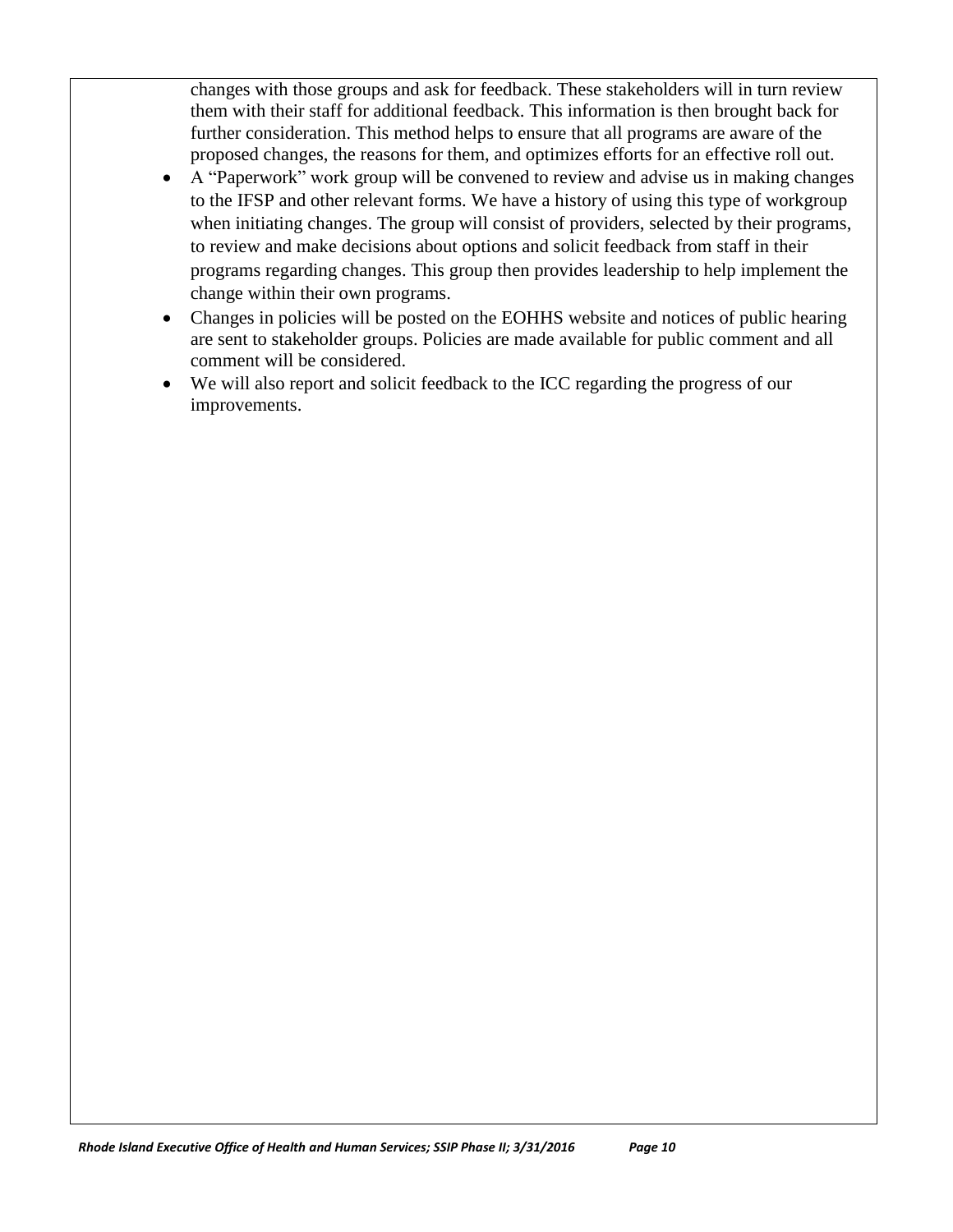changes with those groups and ask for feedback. These stakeholders will in turn review them with their staff for additional feedback. This information is then brought back for further consideration. This method helps to ensure that all programs are aware of the proposed changes, the reasons for them, and optimizes efforts for an effective roll out.

- A "Paperwork" work group will be convened to review and advise us in making changes to the IFSP and other relevant forms. We have a history of using this type of workgroup when initiating changes. The group will consist of providers, selected by their programs, to review and make decisions about options and solicit feedback from staff in their programs regarding changes. This group then provides leadership to help implement the change within their own programs.
- Changes in policies will be posted on the EOHHS website and notices of public hearing are sent to stakeholder groups. Policies are made available for public comment and all comment will be considered.
- We will also report and solicit feedback to the ICC regarding the progress of our improvements.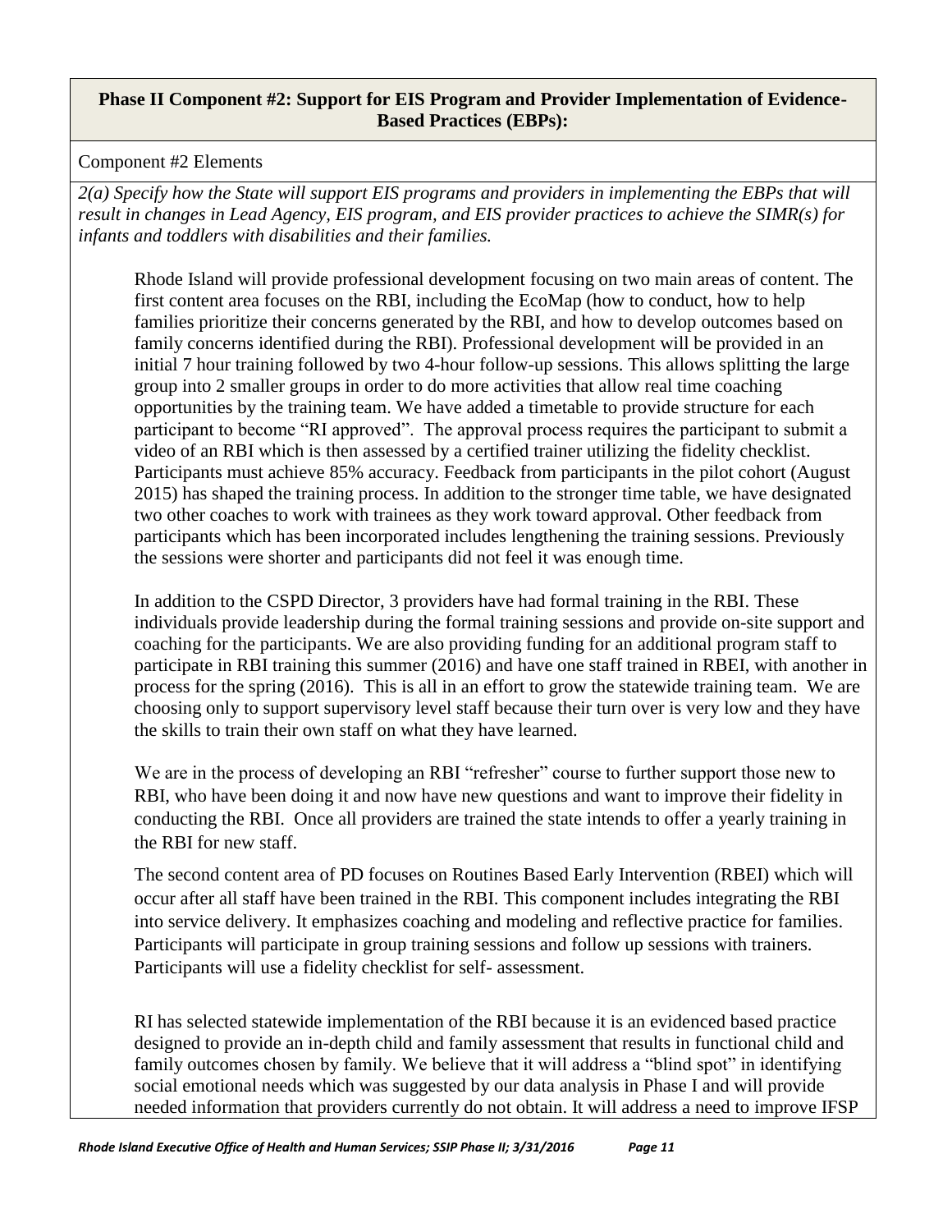**Phase II Component #2: Support for EIS Program and Provider Implementation of Evidence-Based Practices (EBPs):**

Component #2 Elements

*2(a) Specify how the State will support EIS programs and providers in implementing the EBPs that will result in changes in Lead Agency, EIS program, and EIS provider practices to achieve the SIMR(s) for infants and toddlers with disabilities and their families.*

Rhode Island will provide professional development focusing on two main areas of content. The first content area focuses on the RBI, including the EcoMap (how to conduct, how to help families prioritize their concerns generated by the RBI, and how to develop outcomes based on family concerns identified during the RBI). Professional development will be provided in an initial 7 hour training followed by two 4-hour follow-up sessions. This allows splitting the large group into 2 smaller groups in order to do more activities that allow real time coaching opportunities by the training team. We have added a timetable to provide structure for each participant to become "RI approved". The approval process requires the participant to submit a video of an RBI which is then assessed by a certified trainer utilizing the fidelity checklist. Participants must achieve 85% accuracy. Feedback from participants in the pilot cohort (August 2015) has shaped the training process. In addition to the stronger time table, we have designated two other coaches to work with trainees as they work toward approval. Other feedback from participants which has been incorporated includes lengthening the training sessions. Previously the sessions were shorter and participants did not feel it was enough time.

In addition to the CSPD Director, 3 providers have had formal training in the RBI. These individuals provide leadership during the formal training sessions and provide on-site support and coaching for the participants. We are also providing funding for an additional program staff to participate in RBI training this summer (2016) and have one staff trained in RBEI, with another in process for the spring (2016). This is all in an effort to grow the statewide training team. We are choosing only to support supervisory level staff because their turn over is very low and they have the skills to train their own staff on what they have learned.

We are in the process of developing an RBI "refresher" course to further support those new to RBI, who have been doing it and now have new questions and want to improve their fidelity in conducting the RBI. Once all providers are trained the state intends to offer a yearly training in the RBI for new staff.

The second content area of PD focuses on Routines Based Early Intervention (RBEI) which will occur after all staff have been trained in the RBI. This component includes integrating the RBI into service delivery. It emphasizes coaching and modeling and reflective practice for families. Participants will participate in group training sessions and follow up sessions with trainers. Participants will use a fidelity checklist for self- assessment.

RI has selected statewide implementation of the RBI because it is an evidenced based practice designed to provide an in-depth child and family assessment that results in functional child and family outcomes chosen by family. We believe that it will address a "blind spot" in identifying social emotional needs which was suggested by our data analysis in Phase I and will provide needed information that providers currently do not obtain. It will address a need to improve IFSP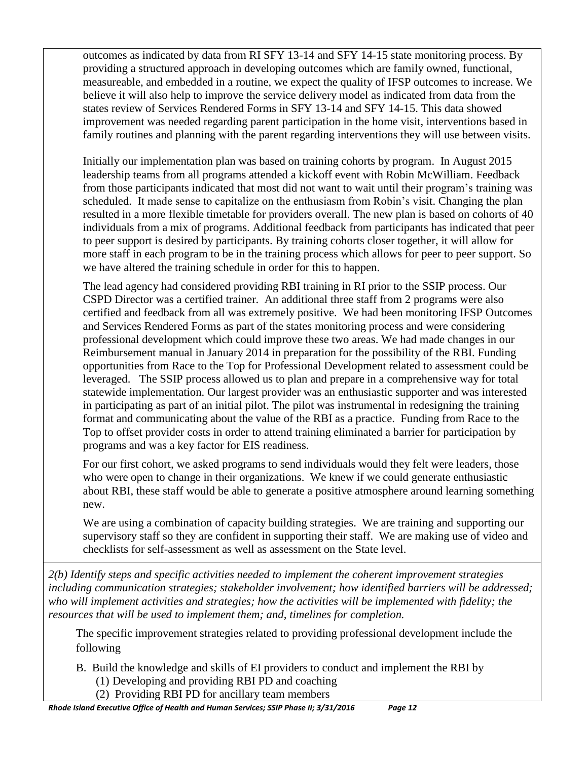outcomes as indicated by data from RI SFY 13-14 and SFY 14-15 state monitoring process. By providing a structured approach in developing outcomes which are family owned, functional, measureable, and embedded in a routine, we expect the quality of IFSP outcomes to increase. We believe it will also help to improve the service delivery model as indicated from data from the states review of Services Rendered Forms in SFY 13-14 and SFY 14-15. This data showed improvement was needed regarding parent participation in the home visit, interventions based in family routines and planning with the parent regarding interventions they will use between visits.

Initially our implementation plan was based on training cohorts by program. In August 2015 leadership teams from all programs attended a kickoff event with Robin McWilliam. Feedback from those participants indicated that most did not want to wait until their program's training was scheduled. It made sense to capitalize on the enthusiasm from Robin's visit. Changing the plan resulted in a more flexible timetable for providers overall. The new plan is based on cohorts of 40 individuals from a mix of programs. Additional feedback from participants has indicated that peer to peer support is desired by participants. By training cohorts closer together, it will allow for more staff in each program to be in the training process which allows for peer to peer support. So we have altered the training schedule in order for this to happen.

The lead agency had considered providing RBI training in RI prior to the SSIP process. Our CSPD Director was a certified trainer. An additional three staff from 2 programs were also certified and feedback from all was extremely positive. We had been monitoring IFSP Outcomes and Services Rendered Forms as part of the states monitoring process and were considering professional development which could improve these two areas. We had made changes in our Reimbursement manual in January 2014 in preparation for the possibility of the RBI. Funding opportunities from Race to the Top for Professional Development related to assessment could be leveraged. The SSIP process allowed us to plan and prepare in a comprehensive way for total statewide implementation. Our largest provider was an enthusiastic supporter and was interested in participating as part of an initial pilot. The pilot was instrumental in redesigning the training format and communicating about the value of the RBI as a practice. Funding from Race to the Top to offset provider costs in order to attend training eliminated a barrier for participation by programs and was a key factor for EIS readiness.

For our first cohort, we asked programs to send individuals would they felt were leaders, those who were open to change in their organizations. We knew if we could generate enthusiastic about RBI, these staff would be able to generate a positive atmosphere around learning something new.

We are using a combination of capacity building strategies. We are training and supporting our supervisory staff so they are confident in supporting their staff. We are making use of video and checklists for self-assessment as well as assessment on the State level.

*2(b) Identify steps and specific activities needed to implement the coherent improvement strategies including communication strategies; stakeholder involvement; how identified barriers will be addressed; who will implement activities and strategies; how the activities will be implemented with fidelity; the resources that will be used to implement them; and, timelines for completion.*

The specific improvement strategies related to providing professional development include the following

B. Build the knowledge and skills of EI providers to conduct and implement the RBI by
   (1) Developing and providing RBI PD and coaching
   (2) Providing RBI PD for ancillary team members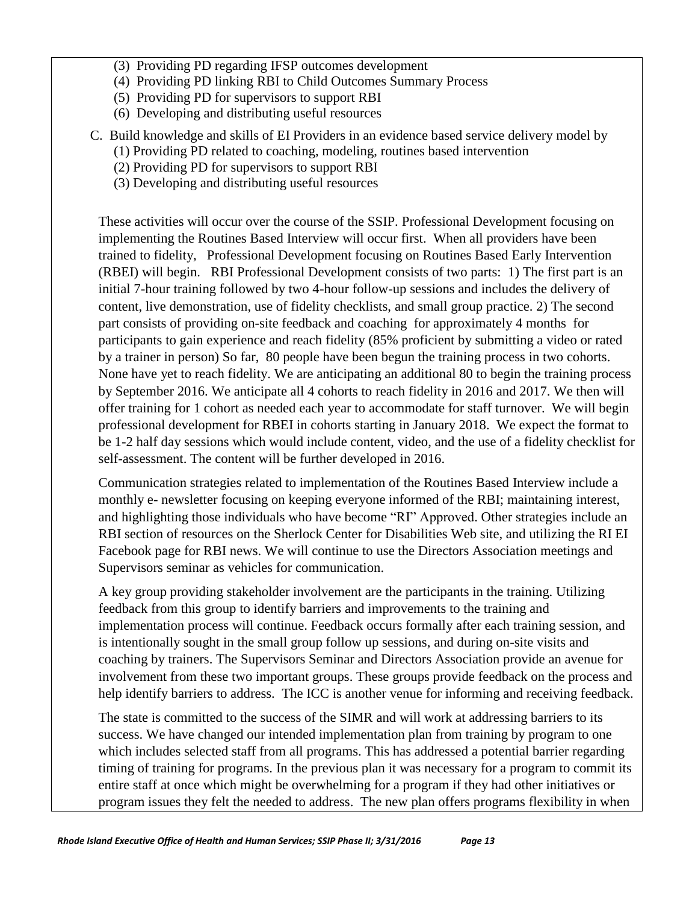(3) Providing PD regarding IFSP outcomes development
(4) Providing PD linking RBI to Child Outcomes Summary Process
(5) Providing PD for supervisors to support RBI
(6) Developing and distributing useful resources

C. Build knowledge and skills of EI Providers in an evidence based service delivery model by
   (1) Providing PD related to coaching, modeling, routines based intervention
   (2) Providing PD for supervisors to support RBI
   (3) Developing and distributing useful resources

These activities will occur over the course of the SSIP. Professional Development focusing on implementing the Routines Based Interview will occur first. When all providers have been trained to fidelity, Professional Development focusing on Routines Based Early Intervention (RBEI) will begin. RBI Professional Development consists of two parts: 1) The first part is an initial 7-hour training followed by two 4-hour follow-up sessions and includes the delivery of content, live demonstration, use of fidelity checklists, and small group practice. 2) The second part consists of providing on-site feedback and coaching for approximately 4 months for participants to gain experience and reach fidelity (85% proficient by submitting a video or rated by a trainer in person) So far, 80 people have been begun the training process in two cohorts. None have yet to reach fidelity. We are anticipating an additional 80 to begin the training process by September 2016. We anticipate all 4 cohorts to reach fidelity in 2016 and 2017. We then will offer training for 1 cohort as needed each year to accommodate for staff turnover. We will begin professional development for RBEI in cohorts starting in January 2018. We expect the format to be 1-2 half day sessions which would include content, video, and the use of a fidelity checklist for self-assessment. The content will be further developed in 2016.

Communication strategies related to implementation of the Routines Based Interview include a monthly e- newsletter focusing on keeping everyone informed of the RBI; maintaining interest, and highlighting those individuals who have become "RI" Approved. Other strategies include an RBI section of resources on the Sherlock Center for Disabilities Web site, and utilizing the RI EI Facebook page for RBI news. We will continue to use the Directors Association meetings and Supervisors seminar as vehicles for communication.

A key group providing stakeholder involvement are the participants in the training. Utilizing feedback from this group to identify barriers and improvements to the training and implementation process will continue. Feedback occurs formally after each training session, and is intentionally sought in the small group follow up sessions, and during on-site visits and coaching by trainers. The Supervisors Seminar and Directors Association provide an avenue for involvement from these two important groups. These groups provide feedback on the process and help identify barriers to address. The ICC is another venue for informing and receiving feedback.

The state is committed to the success of the SIMR and will work at addressing barriers to its success. We have changed our intended implementation plan from training by program to one which includes selected staff from all programs. This has addressed a potential barrier regarding timing of training for programs. In the previous plan it was necessary for a program to commit its entire staff at once which might be overwhelming for a program if they had other initiatives or program issues they felt the needed to address. The new plan offers programs flexibility in when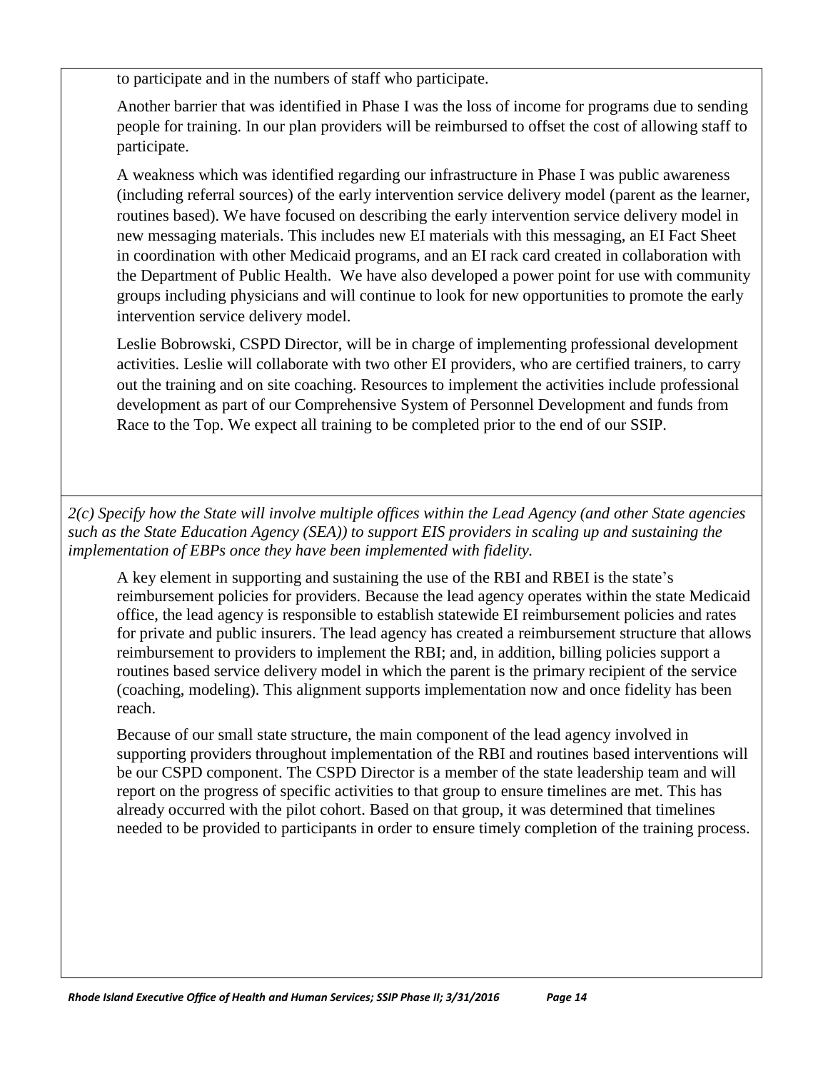to participate and in the numbers of staff who participate.

Another barrier that was identified in Phase I was the loss of income for programs due to sending people for training. In our plan providers will be reimbursed to offset the cost of allowing staff to participate.

A weakness which was identified regarding our infrastructure in Phase I was public awareness (including referral sources) of the early intervention service delivery model (parent as the learner, routines based). We have focused on describing the early intervention service delivery model in new messaging materials. This includes new EI materials with this messaging, an EI Fact Sheet in coordination with other Medicaid programs, and an EI rack card created in collaboration with the Department of Public Health. We have also developed a power point for use with community groups including physicians and will continue to look for new opportunities to promote the early intervention service delivery model.

Leslie Bobrowski, CSPD Director, will be in charge of implementing professional development activities. Leslie will collaborate with two other EI providers, who are certified trainers, to carry out the training and on site coaching. Resources to implement the activities include professional development as part of our Comprehensive System of Personnel Development and funds from Race to the Top. We expect all training to be completed prior to the end of our SSIP.

*2(c) Specify how the State will involve multiple offices within the Lead Agency (and other State agencies such as the State Education Agency (SEA)) to support EIS providers in scaling up and sustaining the implementation of EBPs once they have been implemented with fidelity.*

A key element in supporting and sustaining the use of the RBI and RBEI is the state's reimbursement policies for providers. Because the lead agency operates within the state Medicaid office, the lead agency is responsible to establish statewide EI reimbursement policies and rates for private and public insurers. The lead agency has created a reimbursement structure that allows reimbursement to providers to implement the RBI; and, in addition, billing policies support a routines based service delivery model in which the parent is the primary recipient of the service (coaching, modeling). This alignment supports implementation now and once fidelity has been reach.

Because of our small state structure, the main component of the lead agency involved in supporting providers throughout implementation of the RBI and routines based interventions will be our CSPD component. The CSPD Director is a member of the state leadership team and will report on the progress of specific activities to that group to ensure timelines are met. This has already occurred with the pilot cohort. Based on that group, it was determined that timelines needed to be provided to participants in order to ensure timely completion of the training process.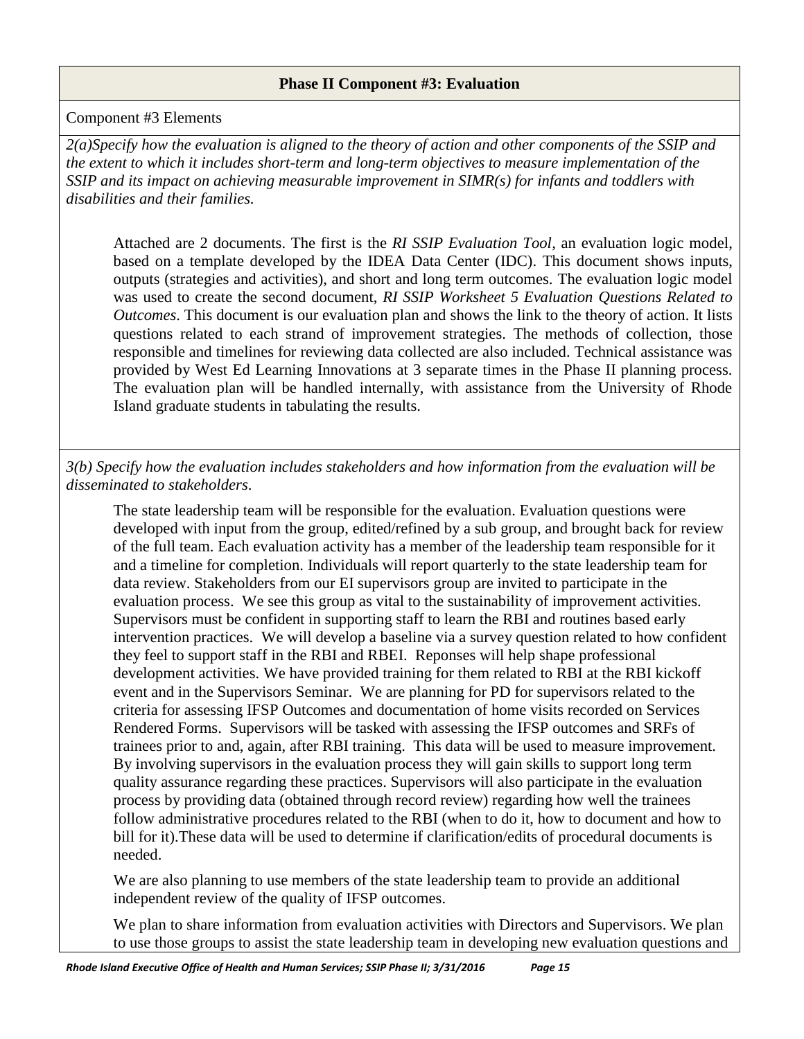**Phase II Component #3: Evaluation**

Component #3 Elements

*2(a)Specify how the evaluation is aligned to the theory of action and other components of the SSIP and the extent to which it includes short-term and long-term objectives to measure implementation of the SSIP and its impact on achieving measurable improvement in SIMR(s) for infants and toddlers with disabilities and their families.*

Attached are 2 documents. The first is the *RI SSIP Evaluation Tool*, an evaluation logic model, based on a template developed by the IDEA Data Center (IDC). This document shows inputs, outputs (strategies and activities), and short and long term outcomes. The evaluation logic model was used to create the second document, *RI SSIP Worksheet 5 Evaluation Questions Related to Outcomes*. This document is our evaluation plan and shows the link to the theory of action. It lists questions related to each strand of improvement strategies. The methods of collection, those responsible and timelines for reviewing data collected are also included. Technical assistance was provided by West Ed Learning Innovations at 3 separate times in the Phase II planning process. The evaluation plan will be handled internally, with assistance from the University of Rhode Island graduate students in tabulating the results.

*3(b) Specify how the evaluation includes stakeholders and how information from the evaluation will be disseminated to stakeholders*.

The state leadership team will be responsible for the evaluation. Evaluation questions were developed with input from the group, edited/refined by a sub group, and brought back for review of the full team. Each evaluation activity has a member of the leadership team responsible for it and a timeline for completion. Individuals will report quarterly to the state leadership team for data review. Stakeholders from our EI supervisors group are invited to participate in the evaluation process. We see this group as vital to the sustainability of improvement activities. Supervisors must be confident in supporting staff to learn the RBI and routines based early intervention practices. We will develop a baseline via a survey question related to how confident they feel to support staff in the RBI and RBEI. Reponses will help shape professional development activities. We have provided training for them related to RBI at the RBI kickoff event and in the Supervisors Seminar. We are planning for PD for supervisors related to the criteria for assessing IFSP Outcomes and documentation of home visits recorded on Services Rendered Forms. Supervisors will be tasked with assessing the IFSP outcomes and SRFs of trainees prior to and, again, after RBI training. This data will be used to measure improvement. By involving supervisors in the evaluation process they will gain skills to support long term quality assurance regarding these practices. Supervisors will also participate in the evaluation process by providing data (obtained through record review) regarding how well the trainees follow administrative procedures related to the RBI (when to do it, how to document and how to bill for it).These data will be used to determine if clarification/edits of procedural documents is needed.

We are also planning to use members of the state leadership team to provide an additional independent review of the quality of IFSP outcomes.

We plan to share information from evaluation activities with Directors and Supervisors. We plan to use those groups to assist the state leadership team in developing new evaluation questions and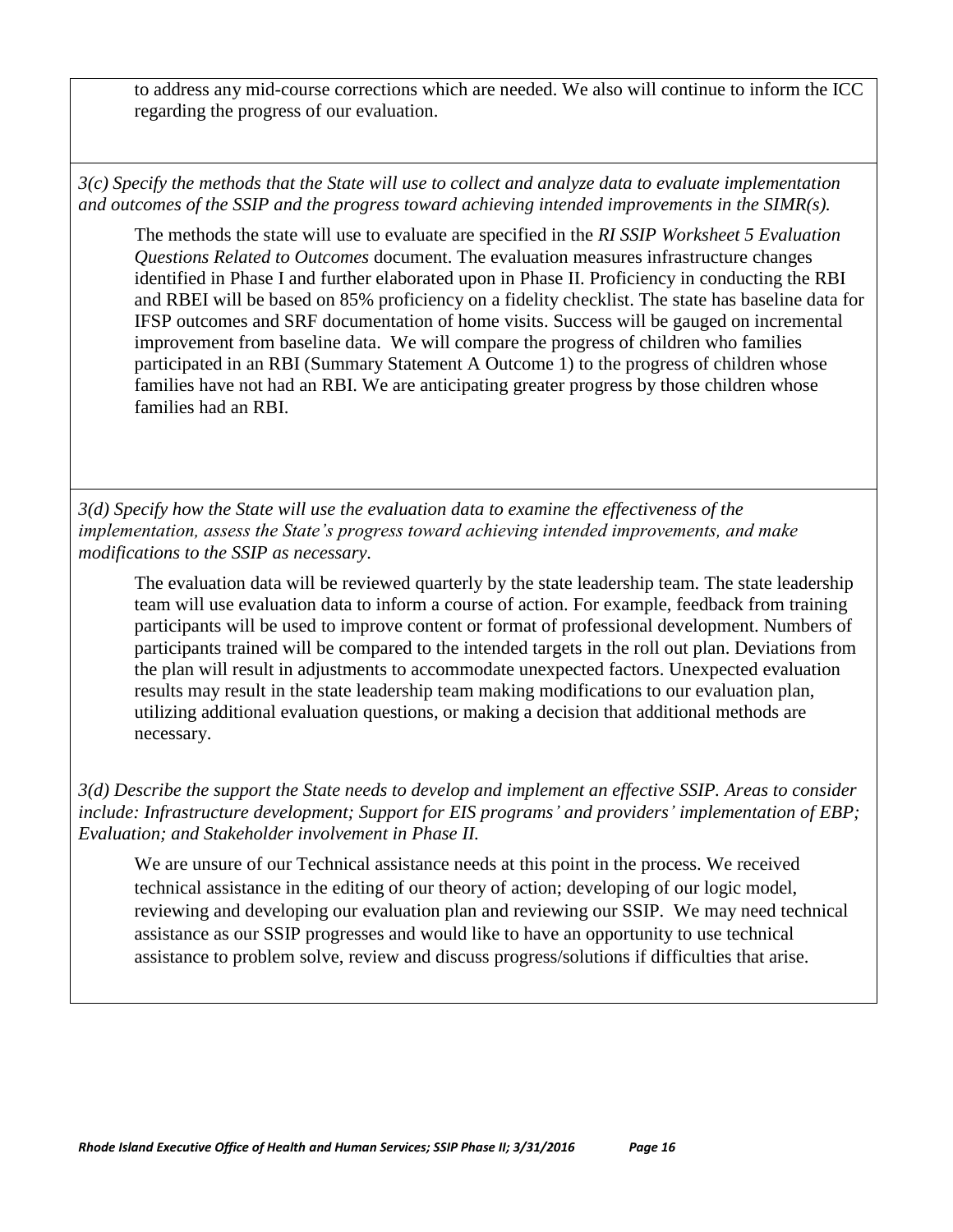to address any mid-course corrections which are needed. We also will continue to inform the ICC regarding the progress of our evaluation.

*3(c) Specify the methods that the State will use to collect and analyze data to evaluate implementation and outcomes of the SSIP and the progress toward achieving intended improvements in the SIMR(s).*

The methods the state will use to evaluate are specified in the *RI SSIP Worksheet 5 Evaluation Questions Related to Outcomes* document. The evaluation measures infrastructure changes identified in Phase I and further elaborated upon in Phase II. Proficiency in conducting the RBI and RBEI will be based on 85% proficiency on a fidelity checklist. The state has baseline data for IFSP outcomes and SRF documentation of home visits. Success will be gauged on incremental improvement from baseline data. We will compare the progress of children who families participated in an RBI (Summary Statement A Outcome 1) to the progress of children whose families have not had an RBI. We are anticipating greater progress by those children whose families had an RBI.

*3(d) Specify how the State will use the evaluation data to examine the effectiveness of the implementation, assess the State's progress toward achieving intended improvements, and make modifications to the SSIP as necessary.*

The evaluation data will be reviewed quarterly by the state leadership team. The state leadership team will use evaluation data to inform a course of action. For example, feedback from training participants will be used to improve content or format of professional development. Numbers of participants trained will be compared to the intended targets in the roll out plan. Deviations from the plan will result in adjustments to accommodate unexpected factors. Unexpected evaluation results may result in the state leadership team making modifications to our evaluation plan, utilizing additional evaluation questions, or making a decision that additional methods are necessary.

*3(d) Describe the support the State needs to develop and implement an effective SSIP. Areas to consider include: Infrastructure development; Support for EIS programs' and providers' implementation of EBP; Evaluation; and Stakeholder involvement in Phase II.*

We are unsure of our Technical assistance needs at this point in the process. We received technical assistance in the editing of our theory of action; developing of our logic model, reviewing and developing our evaluation plan and reviewing our SSIP. We may need technical assistance as our SSIP progresses and would like to have an opportunity to use technical assistance to problem solve, review and discuss progress/solutions if difficulties that arise.